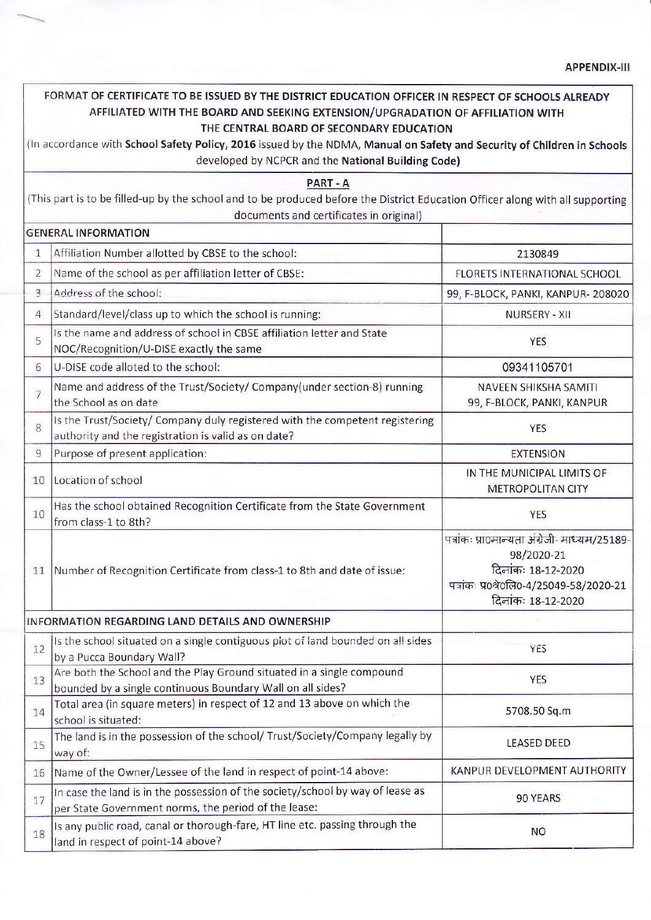**APPENDIX-III**

**FORMAT OF CERTIFICATE TO BE ISSUED BY THE DISTRICT EDUCATION OFFICER IN RESPECT OF SCHOOLS ALREADY AFFILIATED WITH THE BOARD AND SEEKING EXTENSION/UPGRADATION OF AFFILIATION WITH THE CENTRAL BOARD OF SECONDARY EDUCATION**

(In accordance with **School Safety Policy, 2016** issued by the NDMA, **Manual on Safety and Security of Children in Schools** developed by NCPCR and the **National Building Code)**

**PART - A**

(This part is to be filled-up by the school and to be produced before the District Education Officer along with all supporting documents and certificates in original)

| | GENERAL INFORMATION | |
|---|---|---|
| 1 | Affiliation Number allotted by CBSE to the school: | 2130849 |
| 2 | Name of the school as per affiliation letter of CBSE: | FLORETS INTERNATIONAL SCHOOL |
| 3 | Address of the school: | 99, F-BLOCK, PANKI, KANPUR- 208020 |
| 4 | Standard/level/class up to which the school is running: | NURSERY - XII |
| 5 | Is the name and address of school in CBSE affiliation letter and State NOC/Recognition/U-DISE exactly the same | YES |
| 6 | U-DISE code alloted to the school: | 09341105701 |
| 7 | Name and address of the Trust/Society/ Company(under section-8) running the School as on date | NAVEEN SHIKSHA SAMITI 99, F-BLOCK, PANKI, KANPUR |
| 8 | Is the Trust/Society/ Company duly registered with the competent registering authority and the registration is valid as on date? | YES |
| 9 | Purpose of present application: | EXTENSION |
| 10 | Location of school | IN THE MUNICIPAL LIMITS OF METROPOLITAN CITY |
| 10 | Has the school obtained Recognition Certificate from the State Government from class-1 to 8th? | YES |
| 11 | Number of Recognition Certificate from class-1 to 8th and date of issue: | पत्रांकः प्रा0मान्यता अंग्रेजी- माध्यम/25189-98/2020-21 दिनांक: 18-12-2020 पत्रांक: प्र0श्रे0लि0-4/25049-58/2020-21 दिनांक: 18-12-2020 |
| | INFORMATION REGARDING LAND DETAILS AND OWNERSHIP | |
| 12 | Is the school situated on a single contiguous plot of land bounded on all sides by a Pucca Boundary Wall? | YES |
| 13 | Are both the School and the Play Ground situated in a single compound bounded by a single continuous Boundary Wall on all sides? | YES |
| 14 | Total area (in square meters) in respect of 12 and 13 above on which the school is situated: | 5708.50 Sq.m |
| 15 | The land is in the possession of the school/ Trust/Society/Company legally by way of: | LEASED DEED |
| 16 | Name of the Owner/Lessee of the land in respect of point-14 above: | KANPUR DEVELOPMENT AUTHORITY |
| 17 | In case the land is in the possession of the society/school by way of lease as per State Government norms, the period of the lease: | 90 YEARS |
| 18 | Is any public road, canal or thorough-fare, HT line etc. passing through the land in respect of point-14 above? | NO |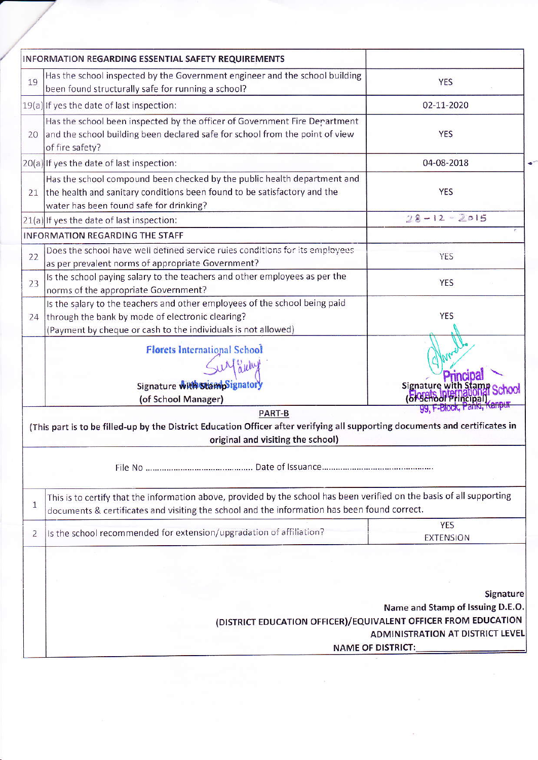| INFORMATION REGARDING ESSENTIAL SAFETY REQUIREMENTS | | |
|---|---|---|
| 19 | Has the school inspected by the Government engineer and the school building been found structurally safe for running a school? | YES |
| 19(a) | If yes the date of last inspection: | 02-11-2020 |
| 20 | Has the school been inspected by the officer of Government Fire Department and the school building been declared safe for school from the point of view of fire safety? | YES |
| 20(a) | If yes the date of last inspection: | 04-08-2018 |
| 21 | Has the school compound been checked by the public health department and the health and sanitary conditions been found to be satisfactory and the water has been found safe for drinking? | YES |
| 21(a) | If yes the date of last inspection: | 28-12-2015 |
| INFORMATION REGARDING THE STAFF | | |
| 22 | Does the school have well defined service rules conditions for its employees as per prevalent norms of appropriate Government? | YES |
| 23 | Is the school paying salary to the teachers and other employees as per the norms of the appropriate Government? | YES |
| 24 | Is the salary to the teachers and other employees of the school being paid through the bank by mode of electronic clearing? (Payment by cheque or cash to the individuals is not allowed) | YES |
| | Florets International School<br>Authorised Signatory<br>Signature with Stamp<br>(of School Manager) | Principal<br>Florets International School<br>99, F-Block, Panki, Kanpur<br>Signature with Stamp<br>(of School Principal) |

## PART-B

**(This part is to be filled-up by the District Education Officer after verifying all supporting documents and certificates in original and visiting the school)**

File No .......................................... Date of Issuance..........................................

| | | |
|---|---|---|
| 1 | This is to certify that the information above, provided by the school has been verified on the basis of all supporting documents & certificates and visiting the school and the information has been found correct. | |
| 2 | Is the school recommended for extension/upgradation of affiliation? | YES<br>EXTENSION |

Signature

Name and Stamp of Issuing D.E.O.

(DISTRICT EDUCATION OFFICER)/EQUIVALENT OFFICER FROM EDUCATION ADMINISTRATION AT DISTRICT LEVEL

NAME OF DISTRICT:\_\_\_\_\_\_\_\_\_\_\_\_\_\_\_\_